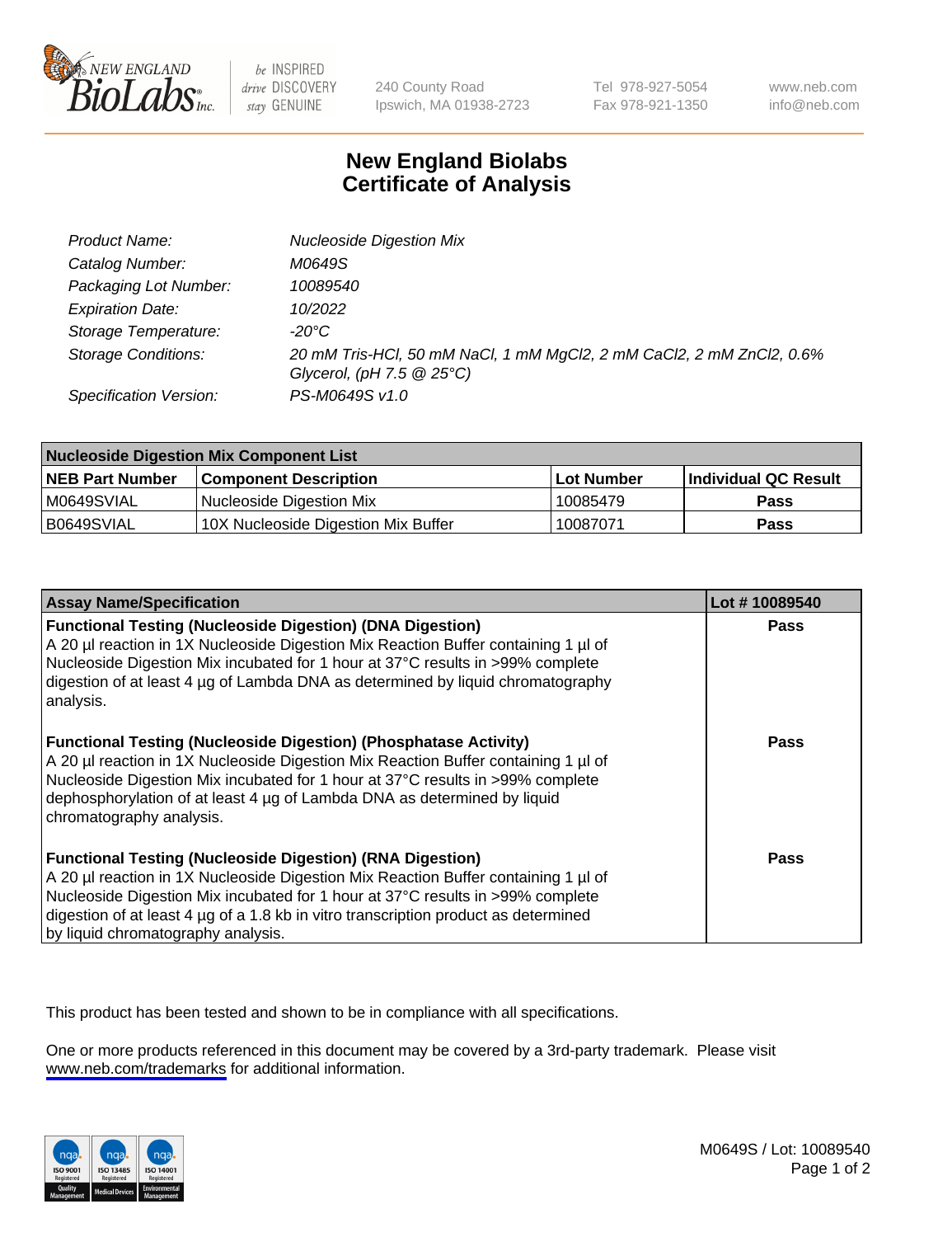240 County Road
Ipswich, MA 01938-2723

Tel 978-927-5054
Fax 978-921-1350

www.neb.com
info@neb.com

# New England Biolabs
# Certificate of Analysis

| | |
|---|---|
| *Product Name:* | *Nucleoside Digestion Mix* |
| *Catalog Number:* | *M0649S* |
| *Packaging Lot Number:* | *10089540* |
| *Expiration Date:* | *10/2022* |
| *Storage Temperature:* | *-20°C* |
| *Storage Conditions:* | *20 mM Tris-HCl, 50 mM NaCl, 1 mM $MgCl_2$, 2 mM $CaCl_2$, 2 mM $ZnCl_2$, 0.6% Glycerol, (pH 7.5 @ 25°C)* |
| *Specification Version:* | *PS-M0649S v1.0* |

| **Nucleoside Digestion Mix Component List** | | | |
|---|---|---|---|
| **NEB Part Number** | **Component Description** | **Lot Number** | **Individual QC Result** |
| M0649SVIAL | Nucleoside Digestion Mix | 10085479 | **Pass** |
| B0649SVIAL | 10X Nucleoside Digestion Mix Buffer | 10087071 | **Pass** |

| **Assay Name/Specification** | **Lot # 10089540** |
|---|---|
| **Functional Testing (Nucleoside Digestion) (DNA Digestion)** A 20 µl reaction in 1X Nucleoside Digestion Mix Reaction Buffer containing 1 µl of Nucleoside Digestion Mix incubated for 1 hour at 37°C results in >99% complete digestion of at least 4 µg of Lambda DNA as determined by liquid chromatography analysis. | **Pass** |
| **Functional Testing (Nucleoside Digestion) (Phosphatase Activity)** A 20 µl reaction in 1X Nucleoside Digestion Mix Reaction Buffer containing 1 µl of Nucleoside Digestion Mix incubated for 1 hour at 37°C results in >99% complete dephosphorylation of at least 4 µg of Lambda DNA as determined by liquid chromatography analysis. | **Pass** |
| **Functional Testing (Nucleoside Digestion) (RNA Digestion)** A 20 µl reaction in 1X Nucleoside Digestion Mix Reaction Buffer containing 1 µl of Nucleoside Digestion Mix incubated for 1 hour at 37°C results in >99% complete digestion of at least 4 µg of a 1.8 kb in vitro transcription product as determined by liquid chromatography analysis. | **Pass** |

This product has been tested and shown to be in compliance with all specifications.

One or more products referenced in this document may be covered by a 3rd-party trademark. Please visit www.neb.com/trademarks for additional information.

M0649S / Lot: 10089540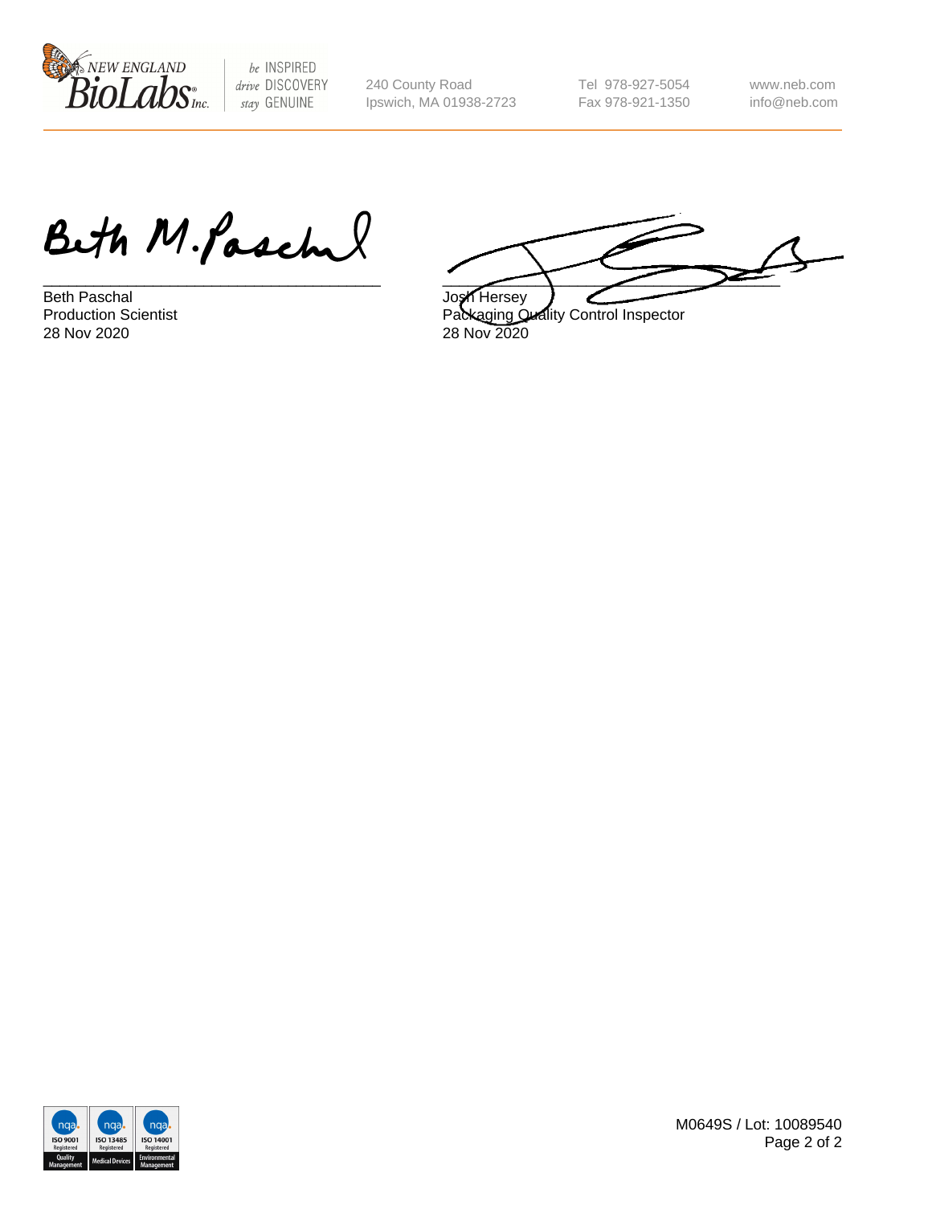Beth Paschal
Production Scientist
28 Nov 2020

Josh Hersey
Packaging Quality Control Inspector
28 Nov 2020

M0649S / Lot: 10089540